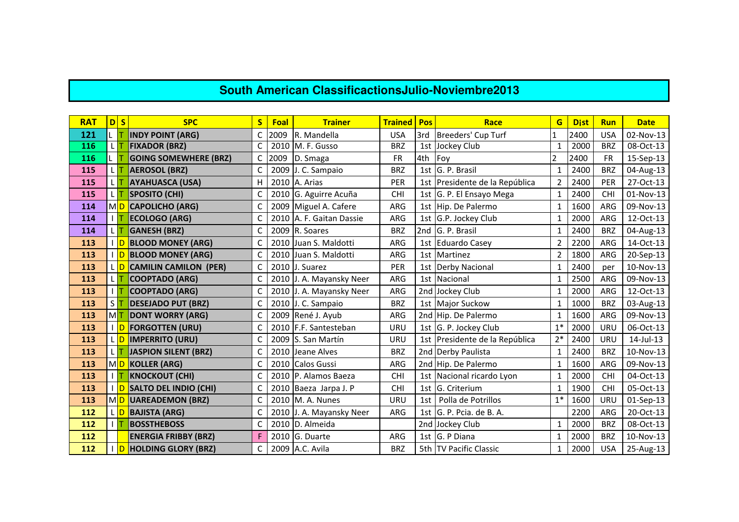# South American ClassificactionsJulio-Noviembre2013

| RAT | D | S | SPC | S | Foal | Trainer | Trained | Pos | Race | G | Dist | Run | Date |
|---|---|---|---|---|---|---|---|---|---|---|---|---|---|
| 121 | L | T | INDY POINT (ARG) | C | 2009 | R. Mandella | USA | 3rd | Breeders' Cup Turf | 1 | 2400 | USA | 02-Nov-13 |
| 116 | L | T | FIXADOR (BRZ) | C | 2010 | M. F. Gusso | BRZ | 1st | Jockey Club | 1 | 2000 | BRZ | 08-Oct-13 |
| 116 | L | T | GOING SOMEWHERE (BRZ) | C | 2009 | D. Smaga | FR | 4th | Foy | 2 | 2400 | FR | 15-Sep-13 |
| 115 | L | T | AEROSOL (BRZ) | C | 2009 | J. C. Sampaio | BRZ | 1st | G. P. Brasil | 1 | 2400 | BRZ | 04-Aug-13 |
| 115 | L | T | AYAHUASCA (USA) | H | 2010 | A. Arias | PER | 1st | Presidente de la República | 2 | 2400 | PER | 27-Oct-13 |
| 115 | L | T | SPOSITO (CHI) | C | 2010 | G. Aguirre Acuña | CHI | 1st | G. P. El Ensayo Mega | 1 | 2400 | CHI | 01-Nov-13 |
| 114 | M | D | CAPOLICHO (ARG) | C | 2009 | Miguel A. Cafere | ARG | 1st | Hip. De Palermo | 1 | 1600 | ARG | 09-Nov-13 |
| 114 | I | T | ECOLOGO (ARG) | C | 2010 | A. F. Gaitan Dassie | ARG | 1st | G.P. Jockey Club | 1 | 2000 | ARG | 12-Oct-13 |
| 114 | L | T | GANESH (BRZ) | C | 2009 | R. Soares | BRZ | 2nd | G. P. Brasil | 1 | 2400 | BRZ | 04-Aug-13 |
| 113 | I | D | BLOOD MONEY (ARG) | C | 2010 | Juan S. Maldotti | ARG | 1st | Eduardo Casey | 2 | 2200 | ARG | 14-Oct-13 |
| 113 | I | D | BLOOD MONEY (ARG) | C | 2010 | Juan S. Maldotti | ARG | 1st | Martinez | 2 | 1800 | ARG | 20-Sep-13 |
| 113 | L | D | CAMILIN CAMILON (PER) | C | 2010 | J. Suarez | PER | 1st | Derby Nacional | 1 | 2400 | per | 10-Nov-13 |
| 113 | L | T | COOPTADO (ARG) | C | 2010 | J. A. Mayansky Neer | ARG | 1st | Nacional | 1 | 2500 | ARG | 09-Nov-13 |
| 113 | I | T | COOPTADO (ARG) | C | 2010 | J. A. Mayansky Neer | ARG | 2nd | Jockey Club | 1 | 2000 | ARG | 12-Oct-13 |
| 113 | S | T | DESEJADO PUT (BRZ) | C | 2010 | J. C. Sampaio | BRZ | 1st | Major Suckow | 1 | 1000 | BRZ | 03-Aug-13 |
| 113 | M | T | DONT WORRY (ARG) | C | 2009 | René J. Ayub | ARG | 2nd | Hip. De Palermo | 1 | 1600 | ARG | 09-Nov-13 |
| 113 | I | D | FORGOTTEN (URU) | C | 2010 | F.F. Santesteban | URU | 1st | G. P. Jockey Club | 1* | 2000 | URU | 06-Oct-13 |
| 113 | L | D | IMPERRITO (URU) | C | 2009 | S. San Martín | URU | 1st | Presidente de la República | 2* | 2400 | URU | 14-Jul-13 |
| 113 | L | T | JASPION SILENT (BRZ) | C | 2010 | Jeane Alves | BRZ | 2nd | Derby Paulista | 1 | 2400 | BRZ | 10-Nov-13 |
| 113 | M | D | KOLLER (ARG) | C | 2010 | Calos Gussi | ARG | 2nd | Hip. De Palermo | 1 | 1600 | ARG | 09-Nov-13 |
| 113 | I | T | KNOCKOUT (CHI) | C | 2010 | P. Alamos Baeza | CHI | 1st | Nacional ricardo Lyon | 1 | 2000 | CHI | 04-Oct-13 |
| 113 | I | D | SALTO DEL INDIO (CHI) | C | 2010 | Baeza Jarpa J. P | CHI | 1st | G. Criterium | 1 | 1900 | CHI | 05-Oct-13 |
| 113 | M | D | UAREADEMON (BRZ) | C | 2010 | M. A. Nunes | URU | 1st | Polla de Potrillos | 1* | 1600 | URU | 01-Sep-13 |
| 112 | L | D | BAJISTA (ARG) | C | 2010 | J. A. Mayansky Neer | ARG | 1st | G. P. Pcia. de B. A. | | 2200 | ARG | 20-Oct-13 |
| 112 | I | T | BOSSTHEBOSS | C | 2010 | D. Almeida | | 2nd | Jockey Club | 1 | 2000 | BRZ | 08-Oct-13 |
| 112 | | | ENERGIA FRIBBY (BRZ) | F | 2010 | G. Duarte | ARG | 1st | G. P Diana | 1 | 2000 | BRZ | 10-Nov-13 |
| 112 | I | D | HOLDING GLORY (BRZ) | C | 2009 | A.C. Avila | BRZ | 5th | TV Pacific Classic | 1 | 2000 | USA | 25-Aug-13 |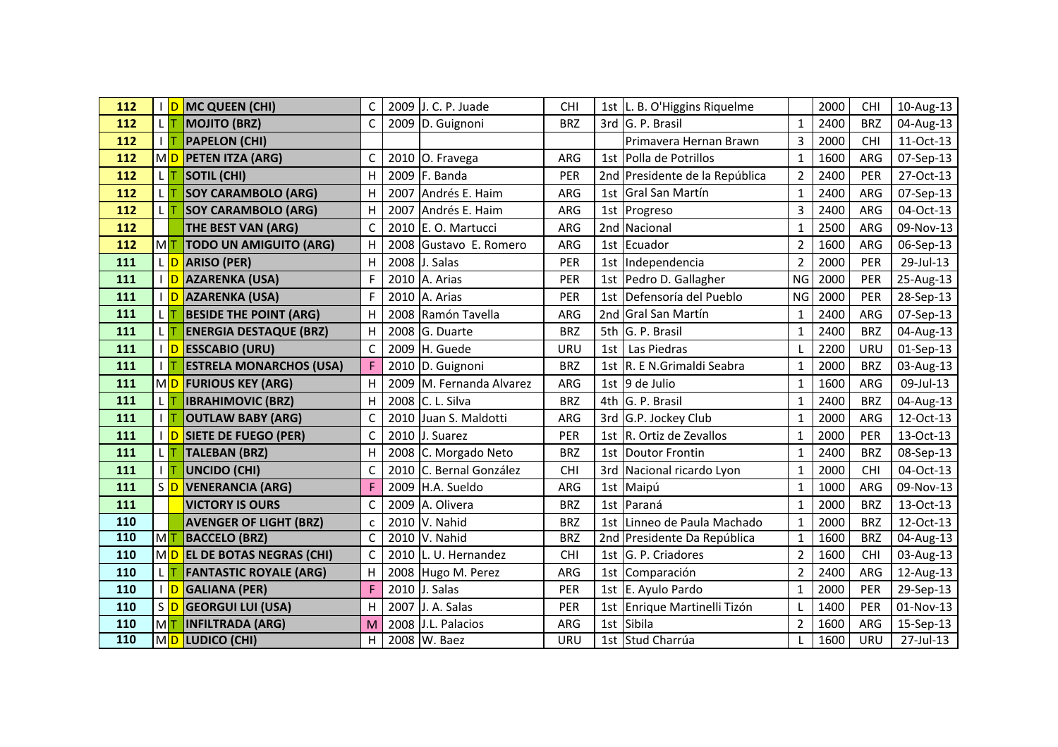| | | | | | | | | | | | | | |
|---|---|---|---|---|---|---|---|---|---|---|---|---|---|
| 112 | I | D | MC QUEEN (CHI) | C | 2009 | J. C. P. Juade | CHI | 1st | L. B. O'Higgins Riquelme | | 2000 | CHI | 10-Aug-13 |
| 112 | L | T | MOJITO (BRZ) | C | 2009 | D. Guignoni | BRZ | 3rd | G. P. Brasil | 1 | 2400 | BRZ | 04-Aug-13 |
| 112 | I | T | PAPELON (CHI) | | | | | | Primavera Hernan Brawn | 3 | 2000 | CHI | 11-Oct-13 |
| 112 | M | D | PETEN ITZA (ARG) | C | 2010 | O. Fravega | ARG | 1st | Polla de Potrillos | 1 | 1600 | ARG | 07-Sep-13 |
| 112 | L | T | SOTIL (CHI) | H | 2009 | F. Banda | PER | 2nd | Presidente de la República | 2 | 2400 | PER | 27-Oct-13 |
| 112 | L | T | SOY CARAMBOLO (ARG) | H | 2007 | Andrés E. Haim | ARG | 1st | Gral San Martín | 1 | 2400 | ARG | 07-Sep-13 |
| 112 | L | T | SOY CARAMBOLO (ARG) | H | 2007 | Andrés E. Haim | ARG | 1st | Progreso | 3 | 2400 | ARG | 04-Oct-13 |
| 112 | | | THE BEST VAN (ARG) | C | 2010 | E. O. Martucci | ARG | 2nd | Nacional | 1 | 2500 | ARG | 09-Nov-13 |
| 112 | M | T | TODO UN AMIGUITO (ARG) | H | 2008 | Gustavo E. Romero | ARG | 1st | Ecuador | 2 | 1600 | ARG | 06-Sep-13 |
| 111 | L | D | ARISO (PER) | H | 2008 | J. Salas | PER | 1st | Independencia | 2 | 2000 | PER | 29-Jul-13 |
| 111 | I | D | AZARENKA (USA) | F | 2010 | A. Arias | PER | 1st | Pedro D. Gallagher | NG | 2000 | PER | 25-Aug-13 |
| 111 | I | D | AZARENKA (USA) | F | 2010 | A. Arias | PER | 1st | Defensoría del Pueblo | NG | 2000 | PER | 28-Sep-13 |
| 111 | L | T | BESIDE THE POINT (ARG) | H | 2008 | Ramón Tavella | ARG | 2nd | Gral San Martín | 1 | 2400 | ARG | 07-Sep-13 |
| 111 | L | T | ENERGIA DESTAQUE (BRZ) | H | 2008 | G. Duarte | BRZ | 5th | G. P. Brasil | 1 | 2400 | BRZ | 04-Aug-13 |
| 111 | I | D | ESSCABIO (URU) | C | 2009 | H. Guede | URU | 1st | Las Piedras | L | 2200 | URU | 01-Sep-13 |
| 111 | I | T | ESTRELA MONARCHOS (USA) | F | 2010 | D. Guignoni | BRZ | 1st | R. E N.Grimaldi Seabra | 1 | 2000 | BRZ | 03-Aug-13 |
| 111 | M | D | FURIOUS KEY (ARG) | H | 2009 | M. Fernanda Alvarez | ARG | 1st | 9 de Julio | 1 | 1600 | ARG | 09-Jul-13 |
| 111 | L | T | IBRAHIMOVIC (BRZ) | H | 2008 | C. L. Silva | BRZ | 4th | G. P. Brasil | 1 | 2400 | BRZ | 04-Aug-13 |
| 111 | I | T | OUTLAW BABY (ARG) | C | 2010 | Juan S. Maldotti | ARG | 3rd | G.P. Jockey Club | 1 | 2000 | ARG | 12-Oct-13 |
| 111 | I | D | SIETE DE FUEGO (PER) | C | 2010 | J. Suarez | PER | 1st | R. Ortiz de Zevallos | 1 | 2000 | PER | 13-Oct-13 |
| 111 | L | T | TALEBAN (BRZ) | H | 2008 | C. Morgado Neto | BRZ | 1st | Doutor Frontin | 1 | 2400 | BRZ | 08-Sep-13 |
| 111 | I | T | UNCIDO (CHI) | C | 2010 | C. Bernal González | CHI | 3rd | Nacional ricardo Lyon | 1 | 2000 | CHI | 04-Oct-13 |
| 111 | S | D | VENERANCIA (ARG) | F | 2009 | H.A. Sueldo | ARG | 1st | Maipú | 1 | 1000 | ARG | 09-Nov-13 |
| 111 | | | VICTORY IS OURS | C | 2009 | A. Olivera | BRZ | 1st | Paraná | 1 | 2000 | BRZ | 13-Oct-13 |
| 110 | | | AVENGER OF LIGHT (BRZ) | c | 2010 | V. Nahid | BRZ | 1st | Linneo de Paula Machado | 1 | 2000 | BRZ | 12-Oct-13 |
| 110 | M | T | BACCELO (BRZ) | C | 2010 | V. Nahid | BRZ | 2nd | Presidente Da República | 1 | 1600 | BRZ | 04-Aug-13 |
| 110 | M | D | EL DE BOTAS NEGRAS (CHI) | C | 2010 | L. U. Hernandez | CHI | 1st | G. P. Criadores | 2 | 1600 | CHI | 03-Aug-13 |
| 110 | L | T | FANTASTIC ROYALE (ARG) | H | 2008 | Hugo M. Perez | ARG | 1st | Comparación | 2 | 2400 | ARG | 12-Aug-13 |
| 110 | I | D | GALIANA (PER) | F | 2010 | J. Salas | PER | 1st | E. Ayulo Pardo | 1 | 2000 | PER | 29-Sep-13 |
| 110 | S | D | GEORGUI LUI (USA) | H | 2007 | J. A. Salas | PER | 1st | Enrique Martinelli Tizón | L | 1400 | PER | 01-Nov-13 |
| 110 | M | T | INFILTRADA (ARG) | M | 2008 | J.L. Palacios | ARG | 1st | Sibila | 2 | 1600 | ARG | 15-Sep-13 |
| 110 | M | D | LUDICO (CHI) | H | 2008 | W. Baez | URU | 1st | Stud Charrúa | L | 1600 | URU | 27-Jul-13 |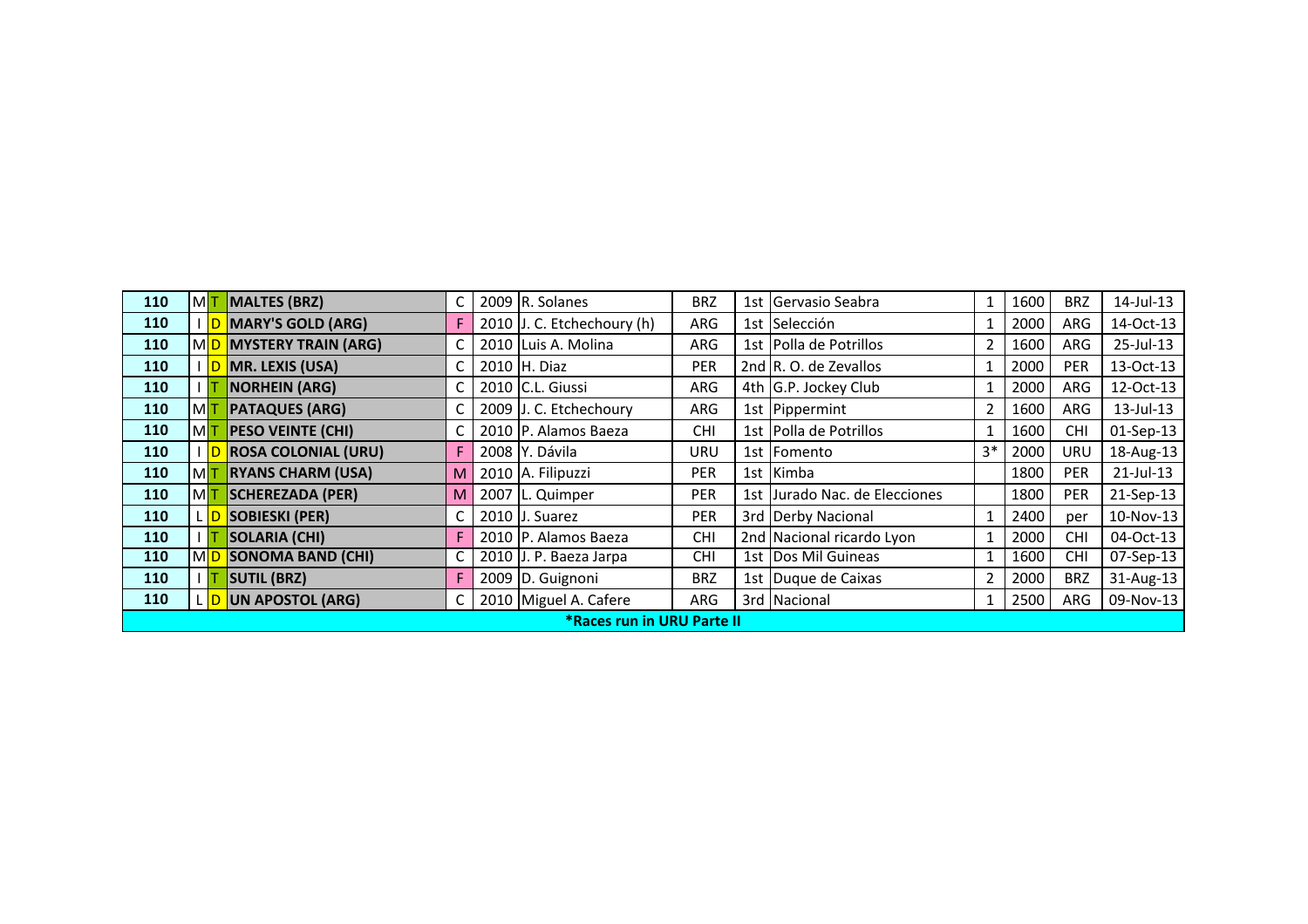| | | | | | | | | | | | | | |
|---|---|---|---|---|---|---|---|---|---|---|---|---|---|
| 110 | M | T | MALTES (BRZ) | C | 2009 | R. Solanes | BRZ | 1st | Gervasio Seabra | 1 | 1600 | BRZ | 14-Jul-13 |
| 110 | I | D | MARY'S GOLD (ARG) | F | 2010 | J. C. Etchechoury (h) | ARG | 1st | Selección | 1 | 2000 | ARG | 14-Oct-13 |
| 110 | M | D | MYSTERY TRAIN (ARG) | C | 2010 | Luis A. Molina | ARG | 1st | Polla de Potrillos | 2 | 1600 | ARG | 25-Jul-13 |
| 110 | I | D | MR. LEXIS (USA) | C | 2010 | H. Diaz | PER | 2nd | R. O. de Zevallos | 1 | 2000 | PER | 13-Oct-13 |
| 110 | I | T | NORHEIN (ARG) | C | 2010 | C.L. Giussi | ARG | 4th | G.P. Jockey Club | 1 | 2000 | ARG | 12-Oct-13 |
| 110 | M | T | PATAQUES (ARG) | C | 2009 | J. C. Etchechoury | ARG | 1st | Pippermint | 2 | 1600 | ARG | 13-Jul-13 |
| 110 | M | T | PESO VEINTE (CHI) | C | 2010 | P. Alamos Baeza | CHI | 1st | Polla de Potrillos | 1 | 1600 | CHI | 01-Sep-13 |
| 110 | I | D | ROSA COLONIAL (URU) | F | 2008 | Y. Dávila | URU | 1st | Fomento | 3* | 2000 | URU | 18-Aug-13 |
| 110 | M | T | RYANS CHARM (USA) | M | 2010 | A. Filipuzzi | PER | 1st | Kimba | | 1800 | PER | 21-Jul-13 |
| 110 | M | T | SCHEREZADA (PER) | M | 2007 | L. Quimper | PER | 1st | Jurado Nac. de Elecciones | | 1800 | PER | 21-Sep-13 |
| 110 | L | D | SOBIESKI (PER) | C | 2010 | J. Suarez | PER | 3rd | Derby Nacional | 1 | 2400 | per | 10-Nov-13 |
| 110 | I | T | SOLARIA (CHI) | F | 2010 | P. Alamos Baeza | CHI | 2nd | Nacional ricardo Lyon | 1 | 2000 | CHI | 04-Oct-13 |
| 110 | M | D | SONOMA BAND (CHI) | C | 2010 | J. P. Baeza Jarpa | CHI | 1st | Dos Mil Guineas | 1 | 1600 | CHI | 07-Sep-13 |
| 110 | I | T | SUTIL (BRZ) | F | 2009 | D. Guignoni | BRZ | 1st | Duque de Caixas | 2 | 2000 | BRZ | 31-Aug-13 |
| 110 | L | D | UN APOSTOL (ARG) | C | 2010 | Miguel A. Cafere | ARG | 3rd | Nacional | 1 | 2500 | ARG | 09-Nov-13 |

**\*Races run in URU Parte II**